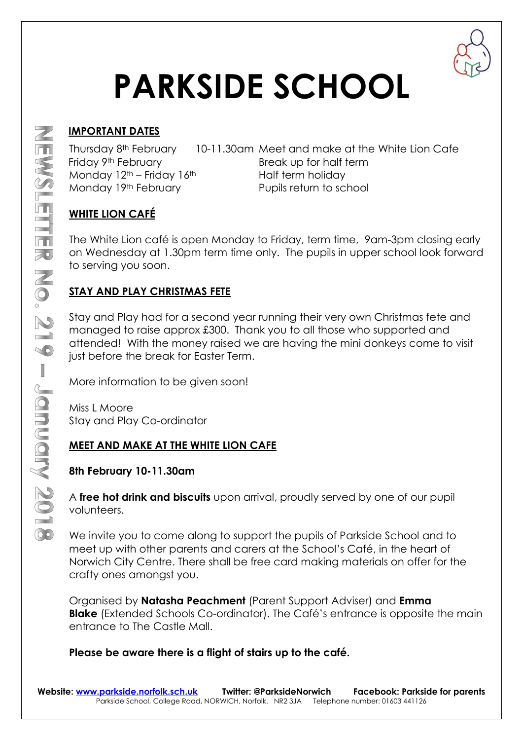# PARKSIDE SCHOOL

NEWSLETTER No. 219 – January 2018

## IMPORTANT DATES

| | | |
|---|---|---|
| Thursday 8th February | 10-11.30am | Meet and make at the White Lion Cafe |
| Friday 9th February | | Break up for half term |
| Monday 12th – Friday 16th | | Half term holiday |
| Monday 19th February | | Pupils return to school |

## WHITE LION CAFÉ

The White Lion café is open Monday to Friday, term time, 9am-3pm closing early on Wednesday at 1.30pm term time only. The pupils in upper school look forward to serving you soon.

## STAY AND PLAY CHRISTMAS FETE

Stay and Play had for a second year running their very own Christmas fete and managed to raise approx £300. Thank you to all those who supported and attended! With the money raised we are having the mini donkeys come to visit just before the break for Easter Term.

More information to be given soon!

Miss L Moore
Stay and Play Co-ordinator

## MEET AND MAKE AT THE WHITE LION CAFE

**8th February 10-11.30am**

A **free hot drink and biscuits** upon arrival, proudly served by one of our pupil volunteers.

We invite you to come along to support the pupils of Parkside School and to meet up with other parents and carers at the School's Café, in the heart of Norwich City Centre. There shall be free card making materials on offer for the crafty ones amongst you.

Organised by **Natasha Peachment** (Parent Support Adviser) and **Emma Blake** (Extended Schools Co-ordinator). The Café's entrance is opposite the main entrance to The Castle Mall.

**Please be aware there is a flight of stairs up to the café.**

**Website: www.parkside.norfolk.sch.uk** **Twitter: @ParksideNorwich** **Facebook: Parkside for parents**
Parkside School, College Road, NORWICH, Norfolk. NR2 3JA Telephone number: 01603 441126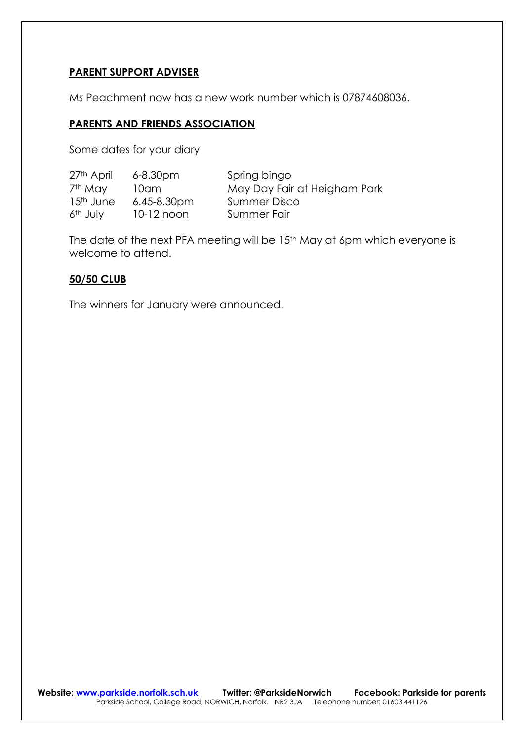**PARENT SUPPORT ADVISER**

Ms Peachment now has a new work number which is 07874608036.

**PARENTS AND FRIENDS ASSOCIATION**

Some dates for your diary

| | | |
|---|---|---|
| 27th April | 6-8.30pm | Spring bingo |
| 7th May | 10am | May Day Fair at Heigham Park |
| 15th June | 6.45-8.30pm | Summer Disco |
| 6th July | 10-12 noon | Summer Fair |

The date of the next PFA meeting will be 15th May at 6pm which everyone is welcome to attend.

**50/50 CLUB**

The winners for January were announced.

**Website:** www.parkside.norfolk.sch.uk **Twitter: @ParksideNorwich** **Facebook: Parkside for parents**
Parkside School, College Road, NORWICH, Norfolk. NR2 3JA Telephone number: 01603 441126